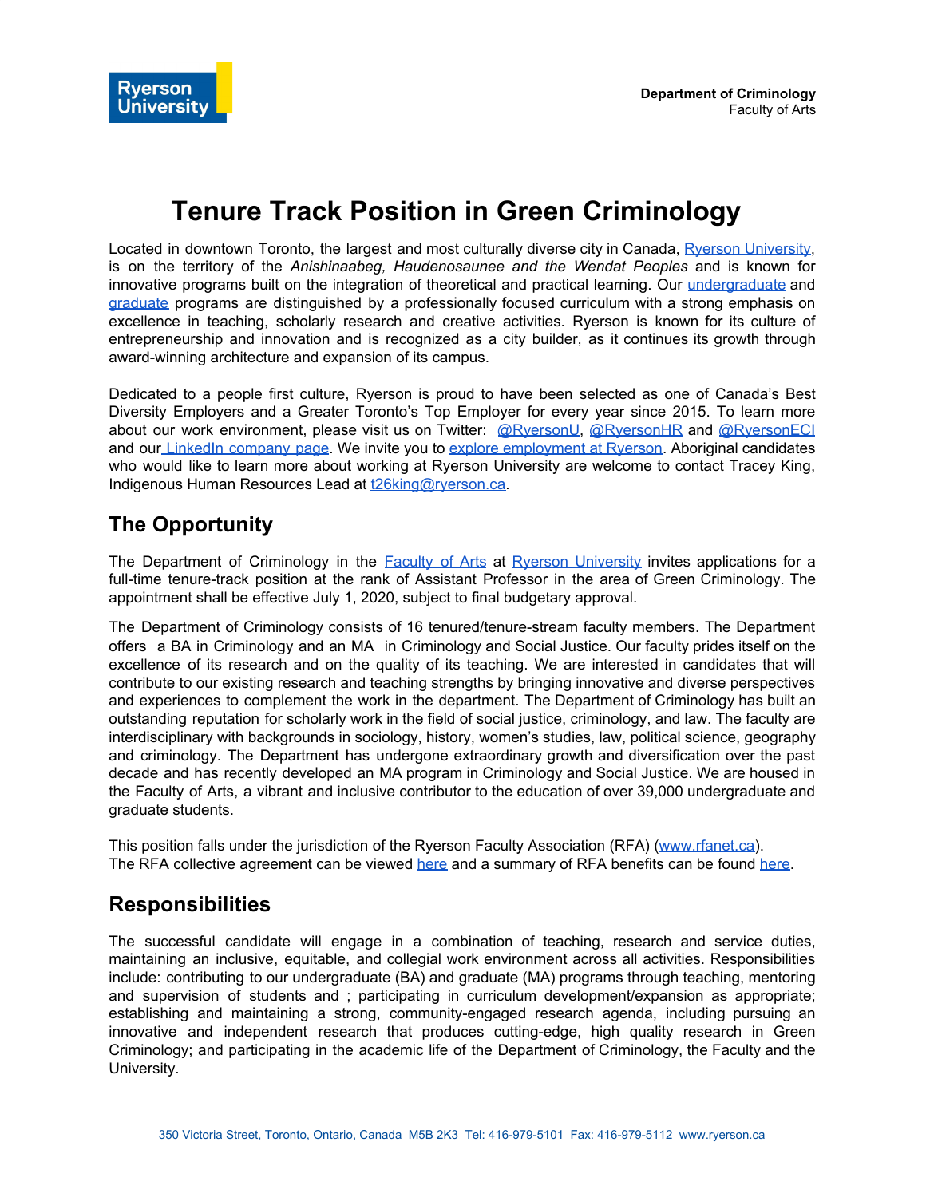Ryerson University

**Department of Criminology**
Faculty of Arts

# Tenure Track Position in Green Criminology

Located in downtown Toronto, the largest and most culturally diverse city in Canada, Ryerson University, is on the territory of the *Anishinaabeg, Haudenosaunee and the Wendat Peoples* and is known for innovative programs built on the integration of theoretical and practical learning. Our undergraduate and graduate programs are distinguished by a professionally focused curriculum with a strong emphasis on excellence in teaching, scholarly research and creative activities. Ryerson is known for its culture of entrepreneurship and innovation and is recognized as a city builder, as it continues its growth through award-winning architecture and expansion of its campus.

Dedicated to a people first culture, Ryerson is proud to have been selected as one of Canada's Best Diversity Employers and a Greater Toronto's Top Employer for every year since 2015. To learn more about our work environment, please visit us on Twitter: @RyersonU, @RyersonHR and @RyersonECI and our LinkedIn company page. We invite you to explore employment at Ryerson. Aboriginal candidates who would like to learn more about working at Ryerson University are welcome to contact Tracey King, Indigenous Human Resources Lead at t26king@ryerson.ca.

## The Opportunity

The Department of Criminology in the Faculty of Arts at Ryerson University invites applications for a full-time tenure-track position at the rank of Assistant Professor in the area of Green Criminology. The appointment shall be effective July 1, 2020, subject to final budgetary approval.

The Department of Criminology consists of 16 tenured/tenure-stream faculty members. The Department offers a BA in Criminology and an MA in Criminology and Social Justice. Our faculty prides itself on the excellence of its research and on the quality of its teaching. We are interested in candidates that will contribute to our existing research and teaching strengths by bringing innovative and diverse perspectives and experiences to complement the work in the department. The Department of Criminology has built an outstanding reputation for scholarly work in the field of social justice, criminology, and law. The faculty are interdisciplinary with backgrounds in sociology, history, women's studies, law, political science, geography and criminology. The Department has undergone extraordinary growth and diversification over the past decade and has recently developed an MA program in Criminology and Social Justice. We are housed in the Faculty of Arts, a vibrant and inclusive contributor to the education of over 39,000 undergraduate and graduate students.

This position falls under the jurisdiction of the Ryerson Faculty Association (RFA) (www.rfanet.ca).
The RFA collective agreement can be viewed here and a summary of RFA benefits can be found here.

## Responsibilities

The successful candidate will engage in a combination of teaching, research and service duties, maintaining an inclusive, equitable, and collegial work environment across all activities. Responsibilities include: contributing to our undergraduate (BA) and graduate (MA) programs through teaching, mentoring and supervision of students and ; participating in curriculum development/expansion as appropriate; establishing and maintaining a strong, community-engaged research agenda, including pursuing an innovative and independent research that produces cutting-edge, high quality research in Green Criminology; and participating in the academic life of the Department of Criminology, the Faculty and the University.

350 Victoria Street, Toronto, Ontario, Canada M5B 2K3 Tel: 416-979-5101 Fax: 416-979-5112 www.ryerson.ca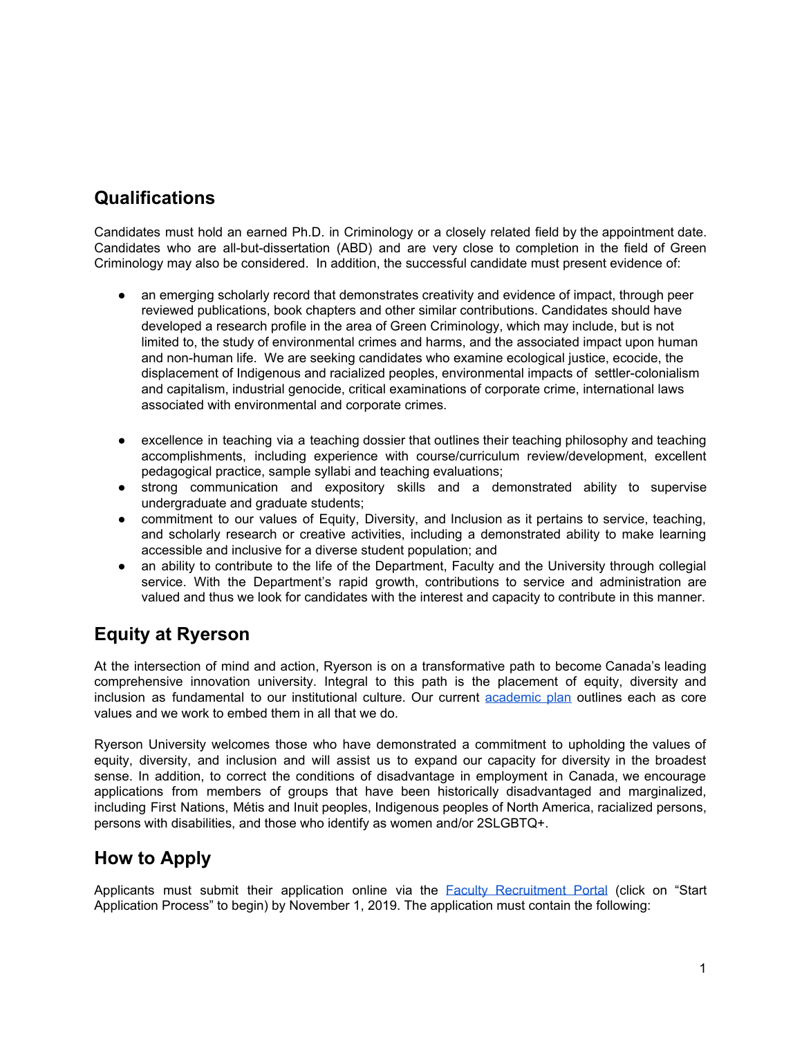## Qualifications

Candidates must hold an earned Ph.D. in Criminology or a closely related field by the appointment date. Candidates who are all-but-dissertation (ABD) and are very close to completion in the field of Green Criminology may also be considered. In addition, the successful candidate must present evidence of:

- an emerging scholarly record that demonstrates creativity and evidence of impact, through peer reviewed publications, book chapters and other similar contributions. Candidates should have developed a research profile in the area of Green Criminology, which may include, but is not limited to, the study of environmental crimes and harms, and the associated impact upon human and non-human life. We are seeking candidates who examine ecological justice, ecocide, the displacement of Indigenous and racialized peoples, environmental impacts of settler-colonialism and capitalism, industrial genocide, critical examinations of corporate crime, international laws associated with environmental and corporate crimes.

- excellence in teaching via a teaching dossier that outlines their teaching philosophy and teaching accomplishments, including experience with course/curriculum review/development, excellent pedagogical practice, sample syllabi and teaching evaluations;
- strong communication and expository skills and a demonstrated ability to supervise undergraduate and graduate students;
- commitment to our values of Equity, Diversity, and Inclusion as it pertains to service, teaching, and scholarly research or creative activities, including a demonstrated ability to make learning accessible and inclusive for a diverse student population; and
- an ability to contribute to the life of the Department, Faculty and the University through collegial service. With the Department's rapid growth, contributions to service and administration are valued and thus we look for candidates with the interest and capacity to contribute in this manner.

## Equity at Ryerson

At the intersection of mind and action, Ryerson is on a transformative path to become Canada's leading comprehensive innovation university. Integral to this path is the placement of equity, diversity and inclusion as fundamental to our institutional culture. Our current academic plan outlines each as core values and we work to embed them in all that we do.

Ryerson University welcomes those who have demonstrated a commitment to upholding the values of equity, diversity, and inclusion and will assist us to expand our capacity for diversity in the broadest sense. In addition, to correct the conditions of disadvantage in employment in Canada, we encourage applications from members of groups that have been historically disadvantaged and marginalized, including First Nations, Métis and Inuit peoples, Indigenous peoples of North America, racialized persons, persons with disabilities, and those who identify as women and/or 2SLGBTQ+.

## How to Apply

Applicants must submit their application online via the Faculty Recruitment Portal (click on "Start Application Process" to begin) by November 1, 2019. The application must contain the following: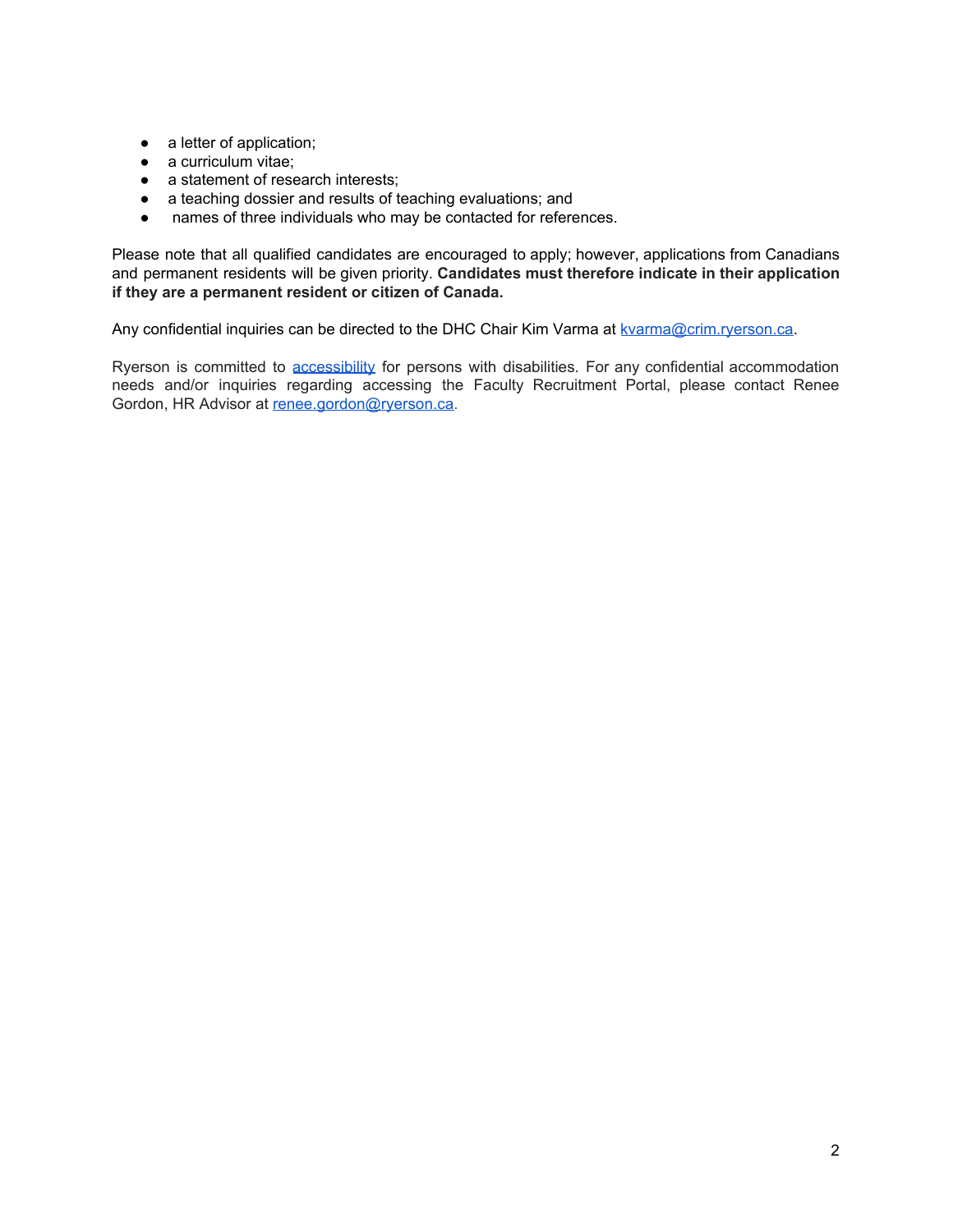- a letter of application;
- a curriculum vitae;
- a statement of research interests;
- a teaching dossier and results of teaching evaluations; and
- names of three individuals who may be contacted for references.

Please note that all qualified candidates are encouraged to apply; however, applications from Canadians and permanent residents will be given priority. **Candidates must therefore indicate in their application if they are a permanent resident or citizen of Canada.**

Any confidential inquiries can be directed to the DHC Chair Kim Varma at kvarma@crim.ryerson.ca.

Ryerson is committed to accessibility for persons with disabilities. For any confidential accommodation needs and/or inquiries regarding accessing the Faculty Recruitment Portal, please contact Renee Gordon, HR Advisor at renee.gordon@ryerson.ca.